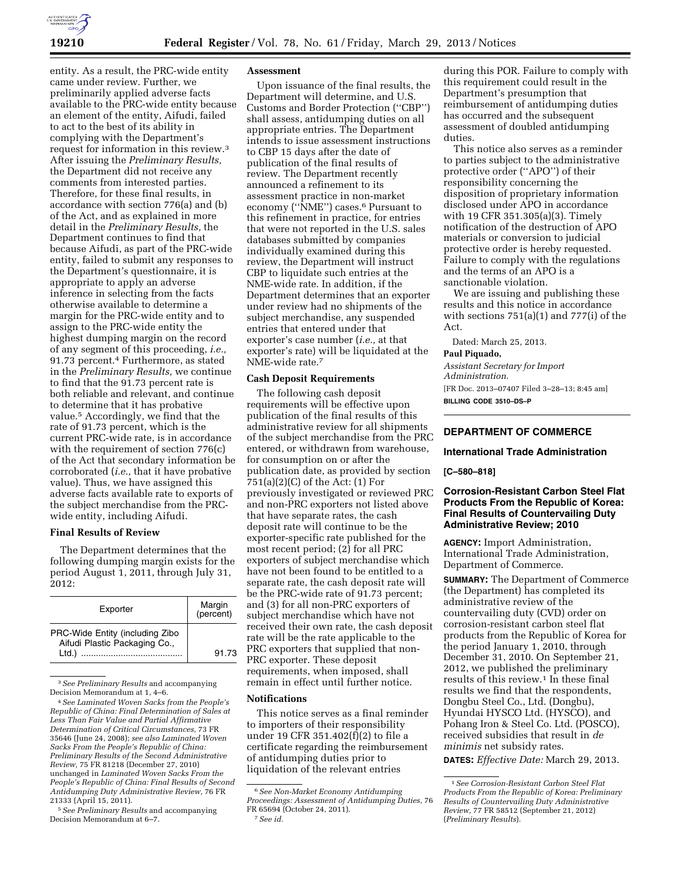entity. As a result, the PRC-wide entity came under review. Further, we preliminarily applied adverse facts available to the PRC-wide entity because an element of the entity, Aifudi, failed to act to the best of its ability in complying with the Department's request for information in this review.[3] After issuing the *Preliminary Results,* the Department did not receive any comments from interested parties. Therefore, for these final results, in accordance with section 776(a) and (b) of the Act, and as explained in more detail in the *Preliminary Results,* the Department continues to find that because Aifudi, as part of the PRC-wide entity, failed to submit any responses to the Department's questionnaire, it is appropriate to apply an adverse inference in selecting from the facts otherwise available to determine a margin for the PRC-wide entity and to assign to the PRC-wide entity the highest dumping margin on the record of any segment of this proceeding, *i.e.,* 91.73 percent.[4] Furthermore, as stated in the *Preliminary Results,* we continue to find that the 91.73 percent rate is both reliable and relevant, and continue to determine that it has probative value.[5] Accordingly, we find that the rate of 91.73 percent, which is the current PRC-wide rate, is in accordance with the requirement of section 776(c) of the Act that secondary information be corroborated (*i.e.,* that it have probative value). Thus, we have assigned this adverse facts available rate to exports of the subject merchandise from the PRC-wide entity, including Aifudi.

### Final Results of Review

The Department determines that the following dumping margin exists for the period August 1, 2011, through July 31, 2012:

| Exporter | Margin (percent) |
| --- | --- |
| PRC-Wide Entity (including Zibo Aifudi Plastic Packaging Co., Ltd.) | 91.73 |

[3] *See Preliminary Results* and accompanying Decision Memorandum at 1, 4–6.

[4] *See Laminated Woven Sacks from the People's Republic of China: Final Determination of Sales at Less Than Fair Value and Partial Affirmative Determination of Critical Circumstances,* 73 FR 35646 (June 24, 2008); *see also Laminated Woven Sacks From the People's Republic of China: Preliminary Results of the Second Administrative Review,* 75 FR 81218 (December 27, 2010) unchanged in *Laminated Woven Sacks From the People's Republic of China: Final Results of Second Antidumping Duty Administrative Review,* 76 FR 21333 (April 15, 2011).

[5] *See Preliminary Results* and accompanying Decision Memorandum at 6–7.

### Assessment

Upon issuance of the final results, the Department will determine, and U.S. Customs and Border Protection (''CBP'') shall assess, antidumping duties on all appropriate entries. The Department intends to issue assessment instructions to CBP 15 days after the date of publication of the final results of review. The Department recently announced a refinement to its assessment practice in non-market economy (''NME'') cases.[6] Pursuant to this refinement in practice, for entries that were not reported in the U.S. sales databases submitted by companies individually examined during this review, the Department will instruct CBP to liquidate such entries at the NME-wide rate. In addition, if the Department determines that an exporter under review had no shipments of the subject merchandise, any suspended entries that entered under that exporter's case number (*i.e.,* at that exporter's rate) will be liquidated at the NME-wide rate.[7]

### Cash Deposit Requirements

The following cash deposit requirements will be effective upon publication of the final results of this administrative review for all shipments of the subject merchandise from the PRC entered, or withdrawn from warehouse, for consumption on or after the publication date, as provided by section 751(a)(2)(C) of the Act: (1) For previously investigated or reviewed PRC and non-PRC exporters not listed above that have separate rates, the cash deposit rate will continue to be the exporter-specific rate published for the most recent period; (2) for all PRC exporters of subject merchandise which have not been found to be entitled to a separate rate, the cash deposit rate will be the PRC-wide rate of 91.73 percent; and (3) for all non-PRC exporters of subject merchandise which have not received their own rate, the cash deposit rate will be the rate applicable to the PRC exporters that supplied that non-PRC exporter. These deposit requirements, when imposed, shall remain in effect until further notice.

### Notifications

This notice serves as a final reminder to importers of their responsibility under 19 CFR 351.402(f)(2) to file a certificate regarding the reimbursement of antidumping duties prior to liquidation of the relevant entries during this POR. Failure to comply with this requirement could result in the Department's presumption that reimbursement of antidumping duties has occurred and the subsequent assessment of doubled antidumping duties.

This notice also serves as a reminder to parties subject to the administrative protective order (''APO'') of their responsibility concerning the disposition of proprietary information disclosed under APO in accordance with 19 CFR 351.305(a)(3). Timely notification of the destruction of APO materials or conversion to judicial protective order is hereby requested. Failure to comply with the regulations and the terms of an APO is a sanctionable violation.

We are issuing and publishing these results and this notice in accordance with sections 751(a)(1) and 777(i) of the Act.

Dated: March 25, 2013.

**Paul Piquado,**

*Assistant Secretary for Import Administration.*

[FR Doc. 2013–07407 Filed 3–28–13; 8:45 am]

**BILLING CODE 3510–DS–P**

[6] *See Non-Market Economy Antidumping Proceedings: Assessment of Antidumping Duties,* 76 FR 65694 (October 24, 2011).

[7] *See id.*

---

## DEPARTMENT OF COMMERCE

### International Trade Administration

**[C–580–818]**

### Corrosion-Resistant Carbon Steel Flat Products From the Republic of Korea: Final Results of Countervailing Duty Administrative Review; 2010

**AGENCY:** Import Administration, International Trade Administration, Department of Commerce.

**SUMMARY:** The Department of Commerce (the Department) has completed its administrative review of the countervailing duty (CVD) order on corrosion-resistant carbon steel flat products from the Republic of Korea for the period January 1, 2010, through December 31, 2010. On September 21, 2012, we published the preliminary results of this review.[1] In these final results we find that the respondents, Dongbu Steel Co., Ltd. (Dongbu), Hyundai HYSCO Ltd. (HYSCO), and Pohang Iron & Steel Co. Ltd. (POSCO), received subsidies that result in *de minimis* net subsidy rates.

**DATES:** *Effective Date:* March 29, 2013.

[1] *See Corrosion-Resistant Carbon Steel Flat Products From the Republic of Korea: Preliminary Results of Countervailing Duty Administrative Review,* 77 FR 58512 (September 21, 2012) (*Preliminary Results*).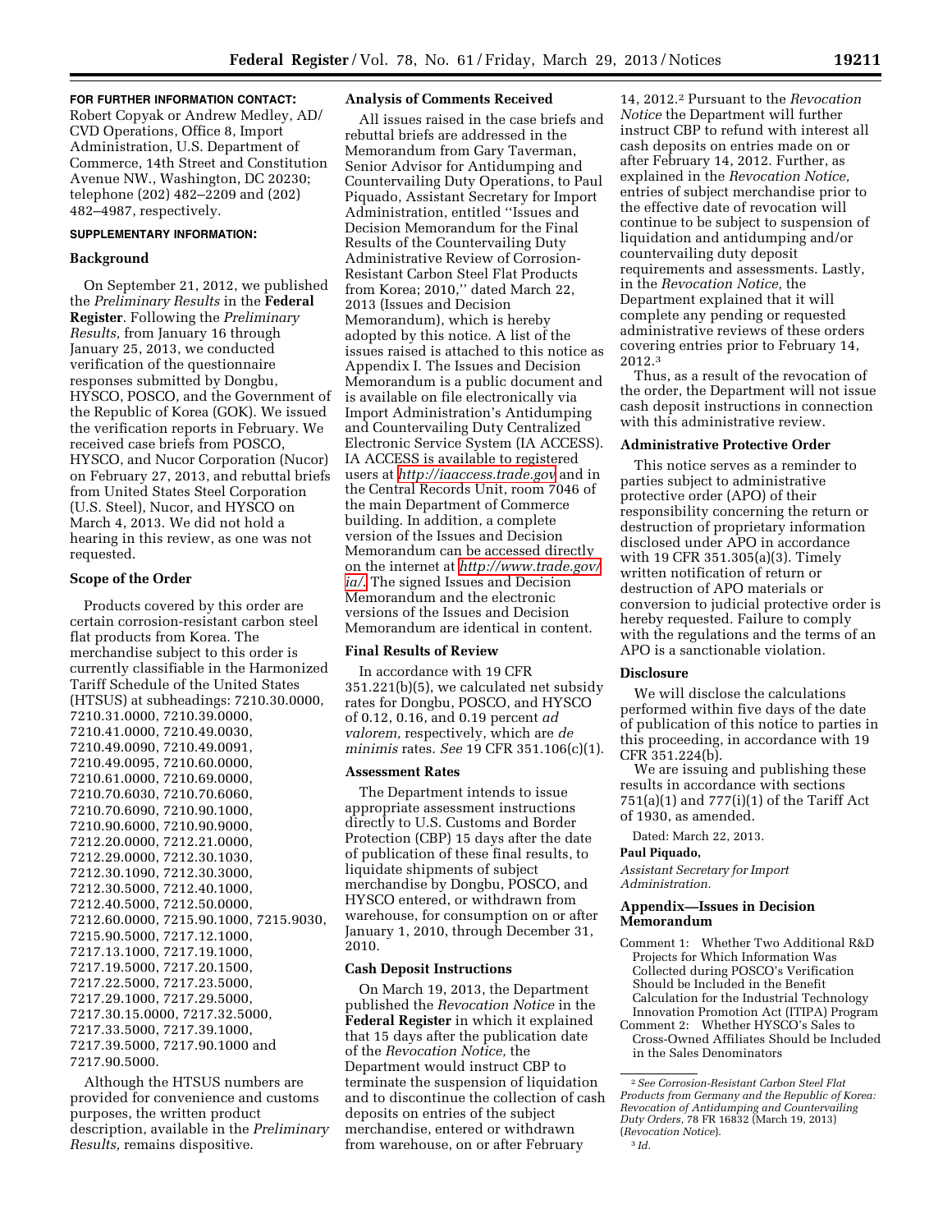**FOR FURTHER INFORMATION CONTACT:** Robert Copyak or Andrew Medley, AD/CVD Operations, Office 8, Import Administration, U.S. Department of Commerce, 14th Street and Constitution Avenue NW., Washington, DC 20230; telephone (202) 482–2209 and (202) 482–4987, respectively.

**SUPPLEMENTARY INFORMATION:**

## Background

On September 21, 2012, we published the *Preliminary Results* in the **Federal Register**. Following the *Preliminary Results,* from January 16 through January 25, 2013, we conducted verification of the questionnaire responses submitted by Dongbu, HYSCO, POSCO, and the Government of the Republic of Korea (GOK). We issued the verification reports in February. We received case briefs from POSCO, HYSCO, and Nucor Corporation (Nucor) on February 27, 2013, and rebuttal briefs from United States Steel Corporation (U.S. Steel), Nucor, and HYSCO on March 4, 2013. We did not hold a hearing in this review, as one was not requested.

## Scope of the Order

Products covered by this order are certain corrosion-resistant carbon steel flat products from Korea. The merchandise subject to this order is currently classifiable in the Harmonized Tariff Schedule of the United States (HTSUS) at subheadings: 7210.30.0000, 7210.31.0000, 7210.39.0000, 7210.41.0000, 7210.49.0030, 7210.49.0090, 7210.49.0091, 7210.49.0095, 7210.60.0000, 7210.61.0000, 7210.69.0000, 7210.70.6030, 7210.70.6060, 7210.70.6090, 7210.90.1000, 7210.90.6000, 7210.90.9000, 7212.20.0000, 7212.21.0000, 7212.29.0000, 7212.30.1030, 7212.30.1090, 7212.30.3000, 7212.30.5000, 7212.40.1000, 7212.40.5000, 7212.50.0000, 7212.60.0000, 7215.90.1000, 7215.9030, 7215.90.5000, 7217.12.1000, 7217.13.1000, 7217.19.1000, 7217.19.5000, 7217.20.1500, 7217.22.5000, 7217.23.5000, 7217.29.1000, 7217.29.5000, 7217.30.15.0000, 7217.32.5000, 7217.33.5000, 7217.39.1000, 7217.39.5000, 7217.90.1000 and 7217.90.5000.

Although the HTSUS numbers are provided for convenience and customs purposes, the written product description, available in the *Preliminary Results,* remains dispositive.

## Analysis of Comments Received

All issues raised in the case briefs and rebuttal briefs are addressed in the Memorandum from Gary Taverman, Senior Advisor for Antidumping and Countervailing Duty Operations, to Paul Piquado, Assistant Secretary for Import Administration, entitled ''Issues and Decision Memorandum for the Final Results of the Countervailing Duty Administrative Review of Corrosion-Resistant Carbon Steel Flat Products from Korea; 2010,'' dated March 22, 2013 (Issues and Decision Memorandum), which is hereby adopted by this notice. A list of the issues raised is attached to this notice as Appendix I. The Issues and Decision Memorandum is a public document and is available on file electronically via Import Administration's Antidumping and Countervailing Duty Centralized Electronic Service System (IA ACCESS). IA ACCESS is available to registered users at *http://iaaccess.trade.gov* and in the Central Records Unit, room 7046 of the main Department of Commerce building. In addition, a complete version of the Issues and Decision Memorandum can be accessed directly on the internet at *http://www.trade.gov/ia/.* The signed Issues and Decision Memorandum and the electronic versions of the Issues and Decision Memorandum are identical in content.

## Final Results of Review

In accordance with 19 CFR 351.221(b)(5), we calculated net subsidy rates for Dongbu, POSCO, and HYSCO of 0.12, 0.16, and 0.19 percent *ad valorem,* respectively, which are *de minimis* rates. *See* 19 CFR 351.106(c)(1).

## Assessment Rates

The Department intends to issue appropriate assessment instructions directly to U.S. Customs and Border Protection (CBP) 15 days after the date of publication of these final results, to liquidate shipments of subject merchandise by Dongbu, POSCO, and HYSCO entered, or withdrawn from warehouse, for consumption on or after January 1, 2010, through December 31, 2010.

## Cash Deposit Instructions

On March 19, 2013, the Department published the *Revocation Notice* in the **Federal Register** in which it explained that 15 days after the publication date of the *Revocation Notice,* the Department would instruct CBP to terminate the suspension of liquidation and to discontinue the collection of cash deposits on entries of the subject merchandise, entered or withdrawn from warehouse, on or after February 14, 2012.[2] Pursuant to the *Revocation Notice* the Department will further instruct CBP to refund with interest all cash deposits on entries made on or after February 14, 2012. Further, as explained in the *Revocation Notice,* entries of subject merchandise prior to the effective date of revocation will continue to be subject to suspension of liquidation and antidumping and/or countervailing duty deposit requirements and assessments. Lastly, in the *Revocation Notice,* the Department explained that it will complete any pending or requested administrative reviews of these orders covering entries prior to February 14, 2012.[3]

Thus, as a result of the revocation of the order, the Department will not issue cash deposit instructions in connection with this administrative review.

## Administrative Protective Order

This notice serves as a reminder to parties subject to administrative protective order (APO) of their responsibility concerning the return or destruction of proprietary information disclosed under APO in accordance with 19 CFR 351.305(a)(3). Timely written notification of return or destruction of APO materials or conversion to judicial protective order is hereby requested. Failure to comply with the regulations and the terms of an APO is a sanctionable violation.

## Disclosure

We will disclose the calculations performed within five days of the date of publication of this notice to parties in this proceeding, in accordance with 19 CFR 351.224(b).

We are issuing and publishing these results in accordance with sections 751(a)(1) and 777(i)(1) of the Tariff Act of 1930, as amended.

Dated: March 22, 2013.

**Paul Piquado,**

*Assistant Secretary for Import Administration.*

## Appendix—Issues in Decision Memorandum

Comment 1: Whether Two Additional R&D Projects for Which Information Was Collected during POSCO's Verification Should be Included in the Benefit Calculation for the Industrial Technology Innovation Promotion Act (ITIPA) Program

Comment 2: Whether HYSCO's Sales to Cross-Owned Affiliates Should be Included in the Sales Denominators

---

[2] *See Corrosion-Resistant Carbon Steel Flat Products from Germany and the Republic of Korea: Revocation of Antidumping and Countervailing Duty Orders,* 78 FR 16832 (March 19, 2013) (*Revocation Notice*).

[3] *Id.*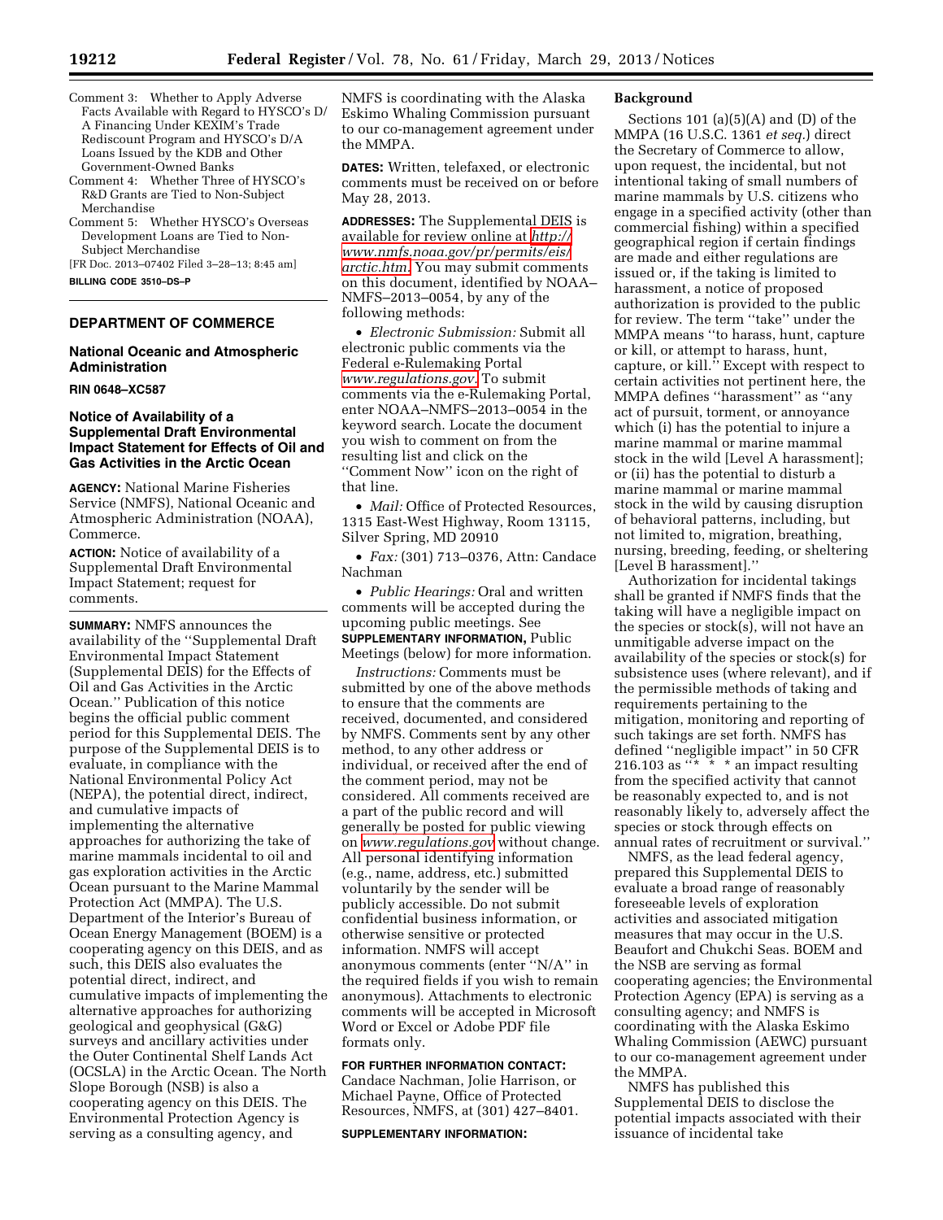Comment 3: Whether to Apply Adverse Facts Available with Regard to HYSCO's D/A Financing Under KEXIM's Trade Rediscount Program and HYSCO's D/A Loans Issued by the KDB and Other Government-Owned Banks

Comment 4: Whether Three of HYSCO's R&D Grants are Tied to Non-Subject Merchandise

Comment 5: Whether HYSCO's Overseas Development Loans are Tied to Non-Subject Merchandise

[FR Doc. 2013–07402 Filed 3–28–13; 8:45 am]

**BILLING CODE 3510–DS–P**

## DEPARTMENT OF COMMERCE

### National Oceanic and Atmospheric Administration

**RIN 0648–XC587**

### Notice of Availability of a Supplemental Draft Environmental Impact Statement for Effects of Oil and Gas Activities in the Arctic Ocean

**AGENCY:** National Marine Fisheries Service (NMFS), National Oceanic and Atmospheric Administration (NOAA), Commerce.

**ACTION:** Notice of availability of a Supplemental Draft Environmental Impact Statement; request for comments.

**SUMMARY:** NMFS announces the availability of the ''Supplemental Draft Environmental Impact Statement (Supplemental DEIS) for the Effects of Oil and Gas Activities in the Arctic Ocean.'' Publication of this notice begins the official public comment period for this Supplemental DEIS. The purpose of the Supplemental DEIS is to evaluate, in compliance with the National Environmental Policy Act (NEPA), the potential direct, indirect, and cumulative impacts of implementing the alternative approaches for authorizing the take of marine mammals incidental to oil and gas exploration activities in the Arctic Ocean pursuant to the Marine Mammal Protection Act (MMPA). The U.S. Department of the Interior's Bureau of Ocean Energy Management (BOEM) is a cooperating agency on this DEIS, and as such, this DEIS also evaluates the potential direct, indirect, and cumulative impacts of implementing the alternative approaches for authorizing geological and geophysical (G&G) surveys and ancillary activities under the Outer Continental Shelf Lands Act (OCSLA) in the Arctic Ocean. The North Slope Borough (NSB) is also a cooperating agency on this DEIS. The Environmental Protection Agency is serving as a consulting agency, and NMFS is coordinating with the Alaska Eskimo Whaling Commission pursuant to our co-management agreement under the MMPA.

**DATES:** Written, telefaxed, or electronic comments must be received on or before May 28, 2013.

**ADDRESSES:** The Supplemental DEIS is available for review online at *http://www.nmfs.noaa.gov/pr/permits/eis/arctic.htm.* You may submit comments on this document, identified by NOAA–NMFS–2013–0054, by any of the following methods:

- *Electronic Submission:* Submit all electronic public comments via the Federal e-Rulemaking Portal *www.regulations.gov.* To submit comments via the e-Rulemaking Portal, enter NOAA–NMFS–2013–0054 in the keyword search. Locate the document you wish to comment on from the resulting list and click on the ''Comment Now'' icon on the right of that line.
- *Mail:* Office of Protected Resources, 1315 East-West Highway, Room 13115, Silver Spring, MD 20910
- *Fax:* (301) 713–0376, Attn: Candace Nachman
- *Public Hearings:* Oral and written comments will be accepted during the upcoming public meetings. See **SUPPLEMENTARY INFORMATION,** Public Meetings (below) for more information.

*Instructions:* Comments must be submitted by one of the above methods to ensure that the comments are received, documented, and considered by NMFS. Comments sent by any other method, to any other address or individual, or received after the end of the comment period, may not be considered. All comments received are a part of the public record and will generally be posted for public viewing on *www.regulations.gov* without change. All personal identifying information (e.g., name, address, etc.) submitted voluntarily by the sender will be publicly accessible. Do not submit confidential business information, or otherwise sensitive or protected information. NMFS will accept anonymous comments (enter ''N/A'' in the required fields if you wish to remain anonymous). Attachments to electronic comments will be accepted in Microsoft Word or Excel or Adobe PDF file formats only.

**FOR FURTHER INFORMATION CONTACT:** Candace Nachman, Jolie Harrison, or Michael Payne, Office of Protected Resources, NMFS, at (301) 427–8401.

**SUPPLEMENTARY INFORMATION:**

#### Background

Sections 101 (a)(5)(A) and (D) of the MMPA (16 U.S.C. 1361 *et seq.*) direct the Secretary of Commerce to allow, upon request, the incidental, but not intentional taking of small numbers of marine mammals by U.S. citizens who engage in a specified activity (other than commercial fishing) within a specified geographical region if certain findings are made and either regulations are issued or, if the taking is limited to harassment, a notice of proposed authorization is provided to the public for review. The term ''take'' under the MMPA means ''to harass, hunt, capture or kill, or attempt to harass, hunt, capture, or kill.'' Except with respect to certain activities not pertinent here, the MMPA defines ''harassment'' as ''any act of pursuit, torment, or annoyance which (i) has the potential to injure a marine mammal or marine mammal stock in the wild [Level A harassment]; or (ii) has the potential to disturb a marine mammal or marine mammal stock in the wild by causing disruption of behavioral patterns, including, but not limited to, migration, breathing, nursing, breeding, feeding, or sheltering [Level B harassment].''

Authorization for incidental takings shall be granted if NMFS finds that the taking will have a negligible impact on the species or stock(s), will not have an unmitigable adverse impact on the availability of the species or stock(s) for subsistence uses (where relevant), and if the permissible methods of taking and requirements pertaining to the mitigation, monitoring and reporting of such takings are set forth. NMFS has defined ''negligible impact'' in 50 CFR 216.103 as ''* * * an impact resulting from the specified activity that cannot be reasonably expected to, and is not reasonably likely to, adversely affect the species or stock through effects on annual rates of recruitment or survival.''

NMFS, as the lead federal agency, prepared this Supplemental DEIS to evaluate a broad range of reasonably foreseeable levels of exploration activities and associated mitigation measures that may occur in the U.S. Beaufort and Chukchi Seas. BOEM and the NSB are serving as formal cooperating agencies; the Environmental Protection Agency (EPA) is serving as a consulting agency; and NMFS is coordinating with the Alaska Eskimo Whaling Commission (AEWC) pursuant to our co-management agreement under the MMPA.

NMFS has published this Supplemental DEIS to disclose the potential impacts associated with their issuance of incidental take